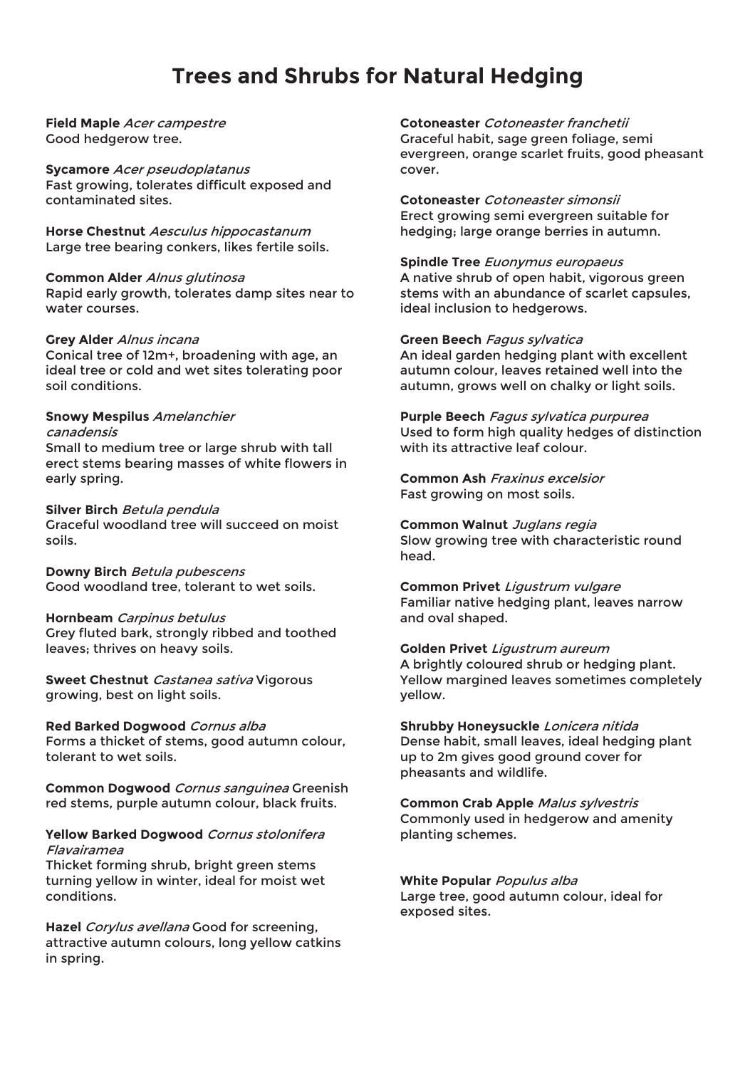# Trees and Shrubs for Natural Hedging

**Field Maple** *Acer campestre*
Good hedgerow tree.

**Sycamore** *Acer pseudoplatanus*
Fast growing, tolerates difficult exposed and contaminated sites.

**Horse Chestnut** *Aesculus hippocastanum*
Large tree bearing conkers, likes fertile soils.

**Common Alder** *Alnus glutinosa*
Rapid early growth, tolerates damp sites near to water courses.

**Grey Alder** *Alnus incana*
Conical tree of 12m+, broadening with age, an ideal tree or cold and wet sites tolerating poor soil conditions.

**Snowy Mespilus** *Amelanchier canadensis*
Small to medium tree or large shrub with tall erect stems bearing masses of white flowers in early spring.

**Silver Birch** *Betula pendula*
Graceful woodland tree will succeed on moist soils.

**Downy Birch** *Betula pubescens*
Good woodland tree, tolerant to wet soils.

**Hornbeam** *Carpinus betulus*
Grey fluted bark, strongly ribbed and toothed leaves; thrives on heavy soils.

**Sweet Chestnut** *Castanea sativa* Vigorous growing, best on light soils.

**Red Barked Dogwood** *Cornus alba*
Forms a thicket of stems, good autumn colour, tolerant to wet soils.

**Common Dogwood** *Cornus sanguinea* Greenish red stems, purple autumn colour, black fruits.

**Yellow Barked Dogwood** *Cornus stolonifera Flavairamea*
Thicket forming shrub, bright green stems turning yellow in winter, ideal for moist wet conditions.

**Hazel** *Corylus avellana* Good for screening, attractive autumn colours, long yellow catkins in spring.

**Cotoneaster** *Cotoneaster franchetii*
Graceful habit, sage green foliage, semi evergreen, orange scarlet fruits, good pheasant cover.

**Cotoneaster** *Cotoneaster simonsii*
Erect growing semi evergreen suitable for hedging; large orange berries in autumn.

**Spindle Tree** *Euonymus europaeus*
A native shrub of open habit, vigorous green stems with an abundance of scarlet capsules, ideal inclusion to hedgerows.

**Green Beech** *Fagus sylvatica*
An ideal garden hedging plant with excellent autumn colour, leaves retained well into the autumn, grows well on chalky or light soils.

**Purple Beech** *Fagus sylvatica purpurea*
Used to form high quality hedges of distinction with its attractive leaf colour.

**Common Ash** *Fraxinus excelsior*
Fast growing on most soils.

**Common Walnut** *Juglans regia*
Slow growing tree with characteristic round head.

**Common Privet** *Ligustrum vulgare*
Familiar native hedging plant, leaves narrow and oval shaped.

**Golden Privet** *Ligustrum aureum*
A brightly coloured shrub or hedging plant. Yellow margined leaves sometimes completely yellow.

**Shrubby Honeysuckle** *Lonicera nitida*
Dense habit, small leaves, ideal hedging plant up to 2m gives good ground cover for pheasants and wildlife.

**Common Crab Apple** *Malus sylvestris*
Commonly used in hedgerow and amenity planting schemes.

**White Popular** *Populus alba*
Large tree, good autumn colour, ideal for exposed sites.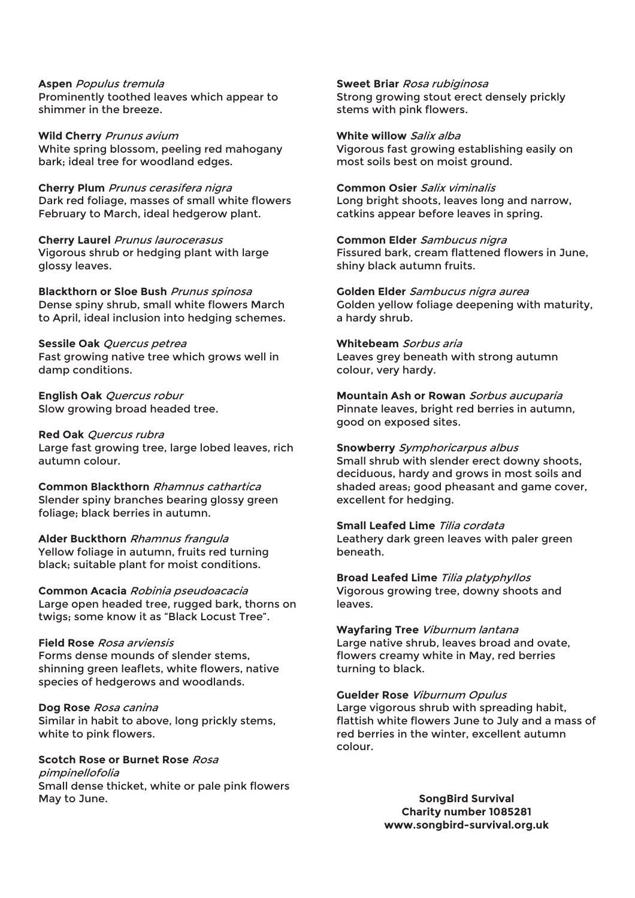**Aspen** *Populus tremula*
Prominently toothed leaves which appear to shimmer in the breeze.

**Wild Cherry** *Prunus avium*
White spring blossom, peeling red mahogany bark; ideal tree for woodland edges.

**Cherry Plum** *Prunus cerasifera nigra*
Dark red foliage, masses of small white flowers February to March, ideal hedgerow plant.

**Cherry Laurel** *Prunus laurocerasus*
Vigorous shrub or hedging plant with large glossy leaves.

**Blackthorn or Sloe Bush** *Prunus spinosa*
Dense spiny shrub, small white flowers March to April, ideal inclusion into hedging schemes.

**Sessile Oak** *Quercus petrea*
Fast growing native tree which grows well in damp conditions.

**English Oak** *Quercus robur*
Slow growing broad headed tree.

**Red Oak** *Quercus rubra*
Large fast growing tree, large lobed leaves, rich autumn colour.

**Common Blackthorn** *Rhamnus cathartica*
Slender spiny branches bearing glossy green foliage; black berries in autumn.

**Alder Buckthorn** *Rhamnus frangula*
Yellow foliage in autumn, fruits red turning black; suitable plant for moist conditions.

**Common Acacia** *Robinia pseudoacacia*
Large open headed tree, rugged bark, thorns on twigs; some know it as "Black Locust Tree".

**Field Rose** *Rosa arviensis*
Forms dense mounds of slender stems, shinning green leaflets, white flowers, native species of hedgerows and woodlands.

**Dog Rose** *Rosa canina*
Similar in habit to above, long prickly stems, white to pink flowers.

**Scotch Rose or Burnet Rose** *Rosa pimpinellofolia*
Small dense thicket, white or pale pink flowers May to June.

**Sweet Briar** *Rosa rubiginosa*
Strong growing stout erect densely prickly stems with pink flowers.

**White willow** *Salix alba*
Vigorous fast growing establishing easily on most soils best on moist ground.

**Common Osier** *Salix viminalis*
Long bright shoots, leaves long and narrow, catkins appear before leaves in spring.

**Common Elder** *Sambucus nigra*
Fissured bark, cream flattened flowers in June, shiny black autumn fruits.

**Golden Elder** *Sambucus nigra aurea*
Golden yellow foliage deepening with maturity, a hardy shrub.

**Whitebeam** *Sorbus aria*
Leaves grey beneath with strong autumn colour, very hardy.

**Mountain Ash or Rowan** *Sorbus aucuparia*
Pinnate leaves, bright red berries in autumn, good on exposed sites.

**Snowberry** *Symphoricarpus albus*
Small shrub with slender erect downy shoots, deciduous, hardy and grows in most soils and shaded areas; good pheasant and game cover, excellent for hedging.

**Small Leafed Lime** *Tilia cordata*
Leathery dark green leaves with paler green beneath.

**Broad Leafed Lime** *Tilia platyphyllos*
Vigorous growing tree, downy shoots and leaves.

**Wayfaring Tree** *Viburnum lantana*
Large native shrub, leaves broad and ovate, flowers creamy white in May, red berries turning to black.

**Guelder Rose** *Viburnum Opulus*
Large vigorous shrub with spreading habit, flattish white flowers June to July and a mass of red berries in the winter, excellent autumn colour.

**SongBird Survival**
**Charity number 1085281**
**www.songbird-survival.org.uk**